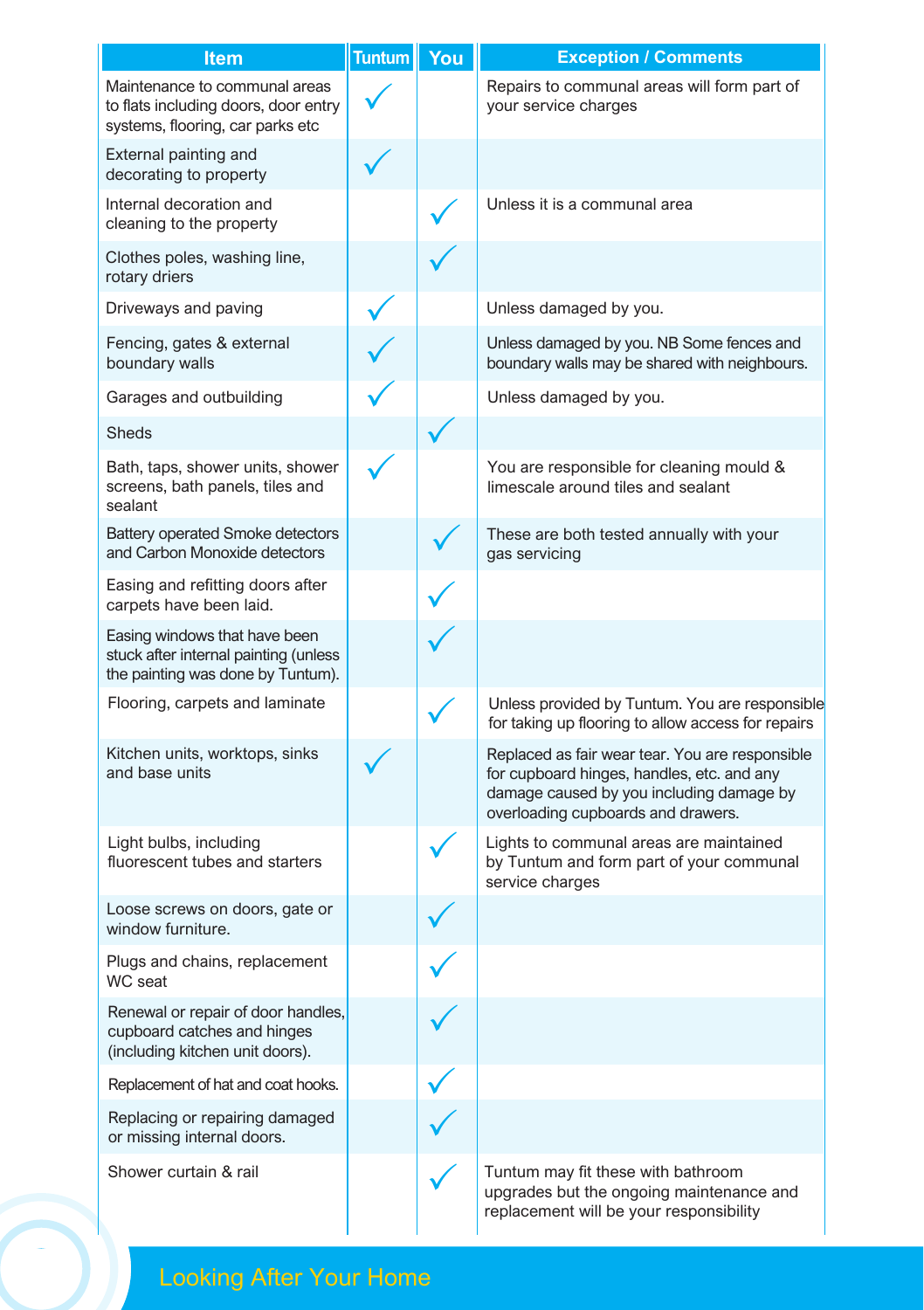| Item | Tuntum | You | Exception / Comments |
|---|---|---|---|
| Maintenance to communal areas to flats including doors, door entry systems, flooring, car parks etc | ✓ | | Repairs to communal areas will form part of your service charges |
| External painting and decorating to property | ✓ | | |
| Internal decoration and cleaning to the property | | ✓ | Unless it is a communal area |
| Clothes poles, washing line, rotary driers | | ✓ | |
| Driveways and paving | ✓ | | Unless damaged by you. |
| Fencing, gates & external boundary walls | ✓ | | Unless damaged by you. NB Some fences and boundary walls may be shared with neighbours. |
| Garages and outbuilding | ✓ | | Unless damaged by you. |
| Sheds | | ✓ | |
| Bath, taps, shower units, shower screens, bath panels, tiles and sealant | ✓ | | You are responsible for cleaning mould & limescale around tiles and sealant |
| Battery operated Smoke detectors and Carbon Monoxide detectors | | ✓ | These are both tested annually with your gas servicing |
| Easing and refitting doors after carpets have been laid. | | ✓ | |
| Easing windows that have been stuck after internal painting (unless the painting was done by Tuntum). | | ✓ | |
| Flooring, carpets and laminate | | ✓ | Unless provided by Tuntum. You are responsible for taking up flooring to allow access for repairs |
| Kitchen units, worktops, sinks and base units | ✓ | | Replaced as fair wear tear. You are responsible for cupboard hinges, handles, etc. and any damage caused by you including damage by overloading cupboards and drawers. |
| Light bulbs, including fluorescent tubes and starters | | ✓ | Lights to communal areas are maintained by Tuntum and form part of your communal service charges |
| Loose screws on doors, gate or window furniture. | | ✓ | |
| Plugs and chains, replacement WC seat | | ✓ | |
| Renewal or repair of door handles, cupboard catches and hinges (including kitchen unit doors). | | ✓ | |
| Replacement of hat and coat hooks. | | ✓ | |
| Replacing or repairing damaged or missing internal doors. | | ✓ | |
| Shower curtain & rail | | ✓ | Tuntum may fit these with bathroom upgrades but the ongoing maintenance and replacement will be your responsibility |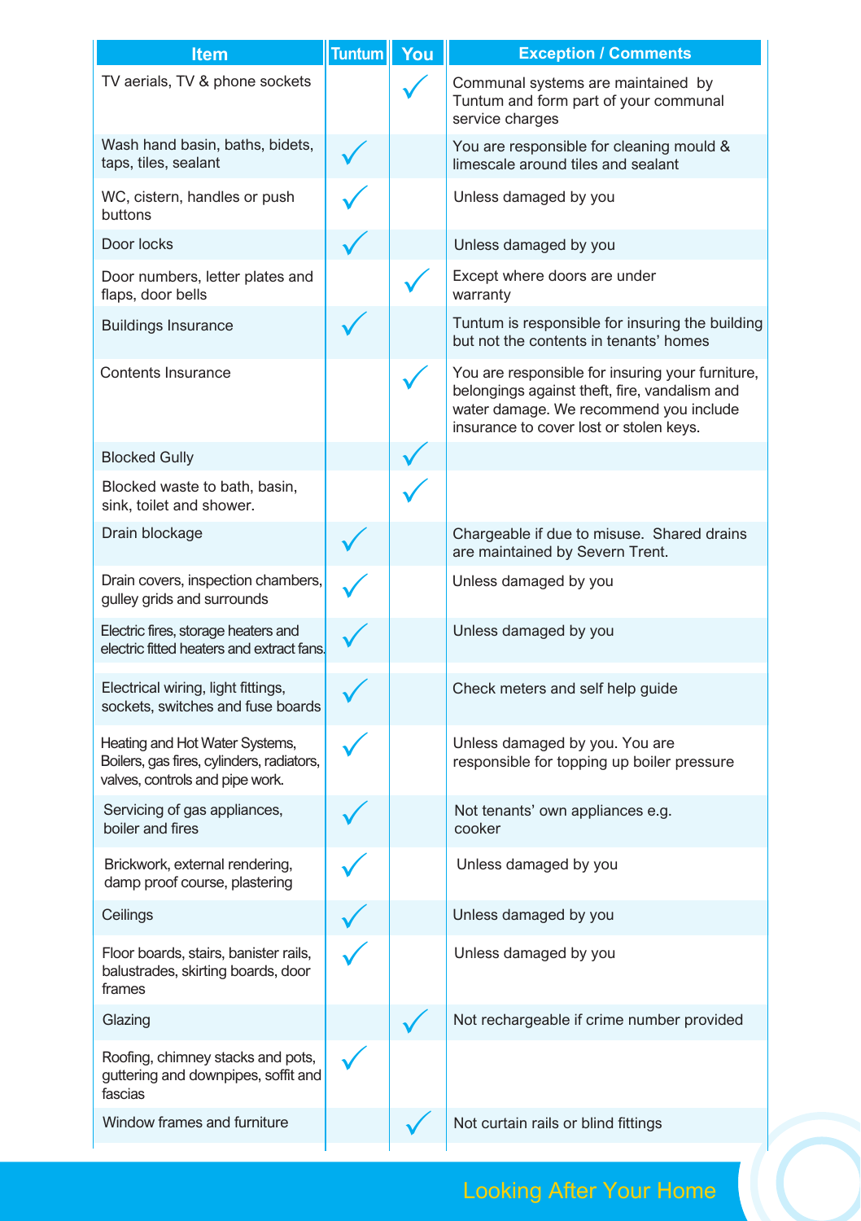| Item | Tuntum | You | Exception / Comments |
|---|---|---|---|
| TV aerials, TV & phone sockets | | ✓ | Communal systems are maintained by Tuntum and form part of your communal service charges |
| Wash hand basin, baths, bidets, taps, tiles, sealant | ✓ | | You are responsible for cleaning mould & limescale around tiles and sealant |
| WC, cistern, handles or push buttons | ✓ | | Unless damaged by you |
| Door locks | ✓ | | Unless damaged by you |
| Door numbers, letter plates and flaps, door bells | | ✓ | Except where doors are under warranty |
| Buildings Insurance | ✓ | | Tuntum is responsible for insuring the building but not the contents in tenants' homes |
| Contents Insurance | | ✓ | You are responsible for insuring your furniture, belongings against theft, fire, vandalism and water damage. We recommend you include insurance to cover lost or stolen keys. |
| Blocked Gully | | ✓ | |
| Blocked waste to bath, basin, sink, toilet and shower. | | ✓ | |
| Drain blockage | ✓ | | Chargeable if due to misuse. Shared drains are maintained by Severn Trent. |
| Drain covers, inspection chambers, gulley grids and surrounds | ✓ | | Unless damaged by you |
| Electric fires, storage heaters and electric fitted heaters and extract fans. | ✓ | | Unless damaged by you |
| Electrical wiring, light fittings, sockets, switches and fuse boards | ✓ | | Check meters and self help guide |
| Heating and Hot Water Systems, Boilers, gas fires, cylinders, radiators, valves, controls and pipe work. | ✓ | | Unless damaged by you. You are responsible for topping up boiler pressure |
| Servicing of gas appliances, boiler and fires | ✓ | | Not tenants' own appliances e.g. cooker |
| Brickwork, external rendering, damp proof course, plastering | ✓ | | Unless damaged by you |
| Ceilings | ✓ | | Unless damaged by you |
| Floor boards, stairs, banister rails, balustrades, skirting boards, door frames | ✓ | | Unless damaged by you |
| Glazing | | ✓ | Not rechargeable if crime number provided |
| Roofing, chimney stacks and pots, guttering and downpipes, soffit and fascias | ✓ | | |
| Window frames and furniture | | ✓ | Not curtain rails or blind fittings |

Looking After Your Home